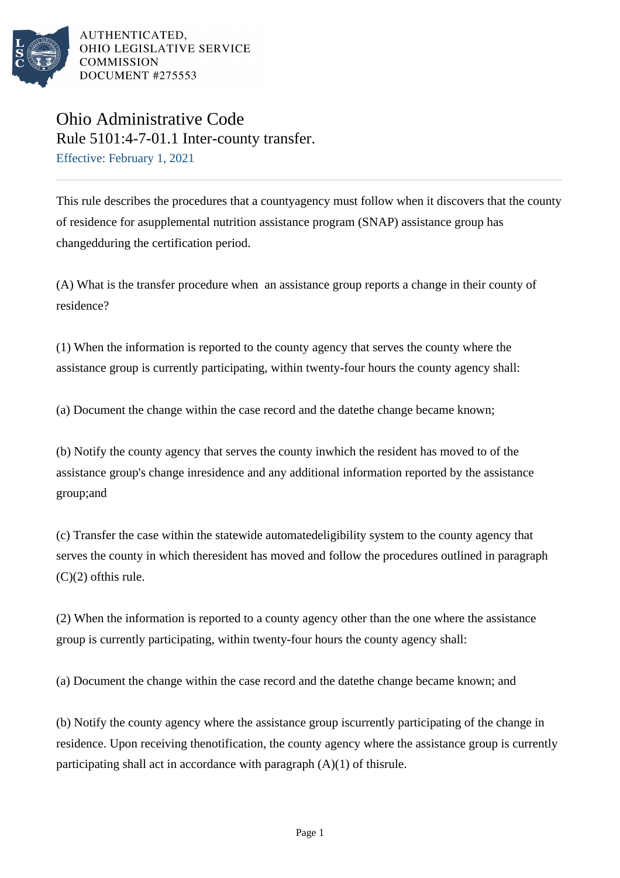AUTHENTICATED,
OHIO LEGISLATIVE SERVICE
COMMISSION
DOCUMENT #275553

# Ohio Administrative Code

## Rule 5101:4-7-01.1 Inter-county transfer.

Effective: February 1, 2021

This rule describes the procedures that a countyagency must follow when it discovers that the county of residence for asupplemental nutrition assistance program (SNAP) assistance group has changedduring the certification period.

(A) What is the transfer procedure when an assistance group reports a change in their county of residence?

(1) When the information is reported to the county agency that serves the county where the assistance group is currently participating, within twenty-four hours the county agency shall:

(a) Document the change within the case record and the datethe change became known;

(b) Notify the county agency that serves the county inwhich the resident has moved to of the assistance group's change inresidence and any additional information reported by the assistance group;and

(c) Transfer the case within the statewide automatedeligibility system to the county agency that serves the county in which theresident has moved and follow the procedures outlined in paragraph (C)(2) ofthis rule.

(2) When the information is reported to a county agency other than the one where the assistance group is currently participating, within twenty-four hours the county agency shall:

(a) Document the change within the case record and the datethe change became known; and

(b) Notify the county agency where the assistance group iscurrently participating of the change in residence. Upon receiving thenotification, the county agency where the assistance group is currently participating shall act in accordance with paragraph (A)(1) of thisrule.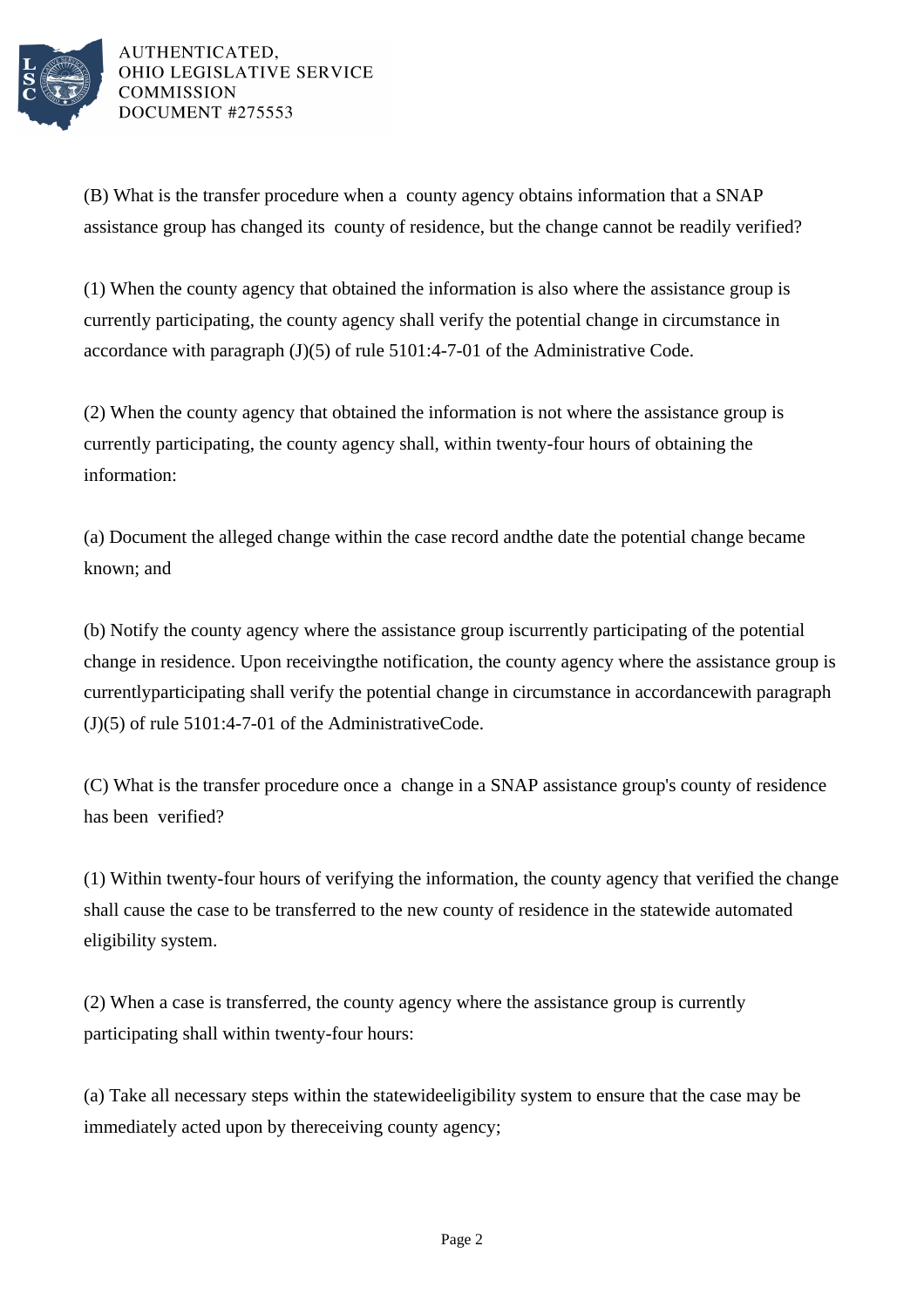(B) What is the transfer procedure when a county agency obtains information that a SNAP assistance group has changed its county of residence, but the change cannot be readily verified?

(1) When the county agency that obtained the information is also where the assistance group is currently participating, the county agency shall verify the potential change in circumstance in accordance with paragraph (J)(5) of rule 5101:4-7-01 of the Administrative Code.

(2) When the county agency that obtained the information is not where the assistance group is currently participating, the county agency shall, within twenty-four hours of obtaining the information:

(a) Document the alleged change within the case record andthe date the potential change became known; and

(b) Notify the county agency where the assistance group iscurrently participating of the potential change in residence. Upon receivingthe notification, the county agency where the assistance group is currentlyparticipating shall verify the potential change in circumstance in accordancewith paragraph (J)(5) of rule 5101:4-7-01 of the AdministrativeCode.

(C) What is the transfer procedure once a change in a SNAP assistance group's county of residence has been verified?

(1) Within twenty-four hours of verifying the information, the county agency that verified the change shall cause the case to be transferred to the new county of residence in the statewide automated eligibility system.

(2) When a case is transferred, the county agency where the assistance group is currently participating shall within twenty-four hours:

(a) Take all necessary steps within the statewideeligibility system to ensure that the case may be immediately acted upon by thereceiving county agency;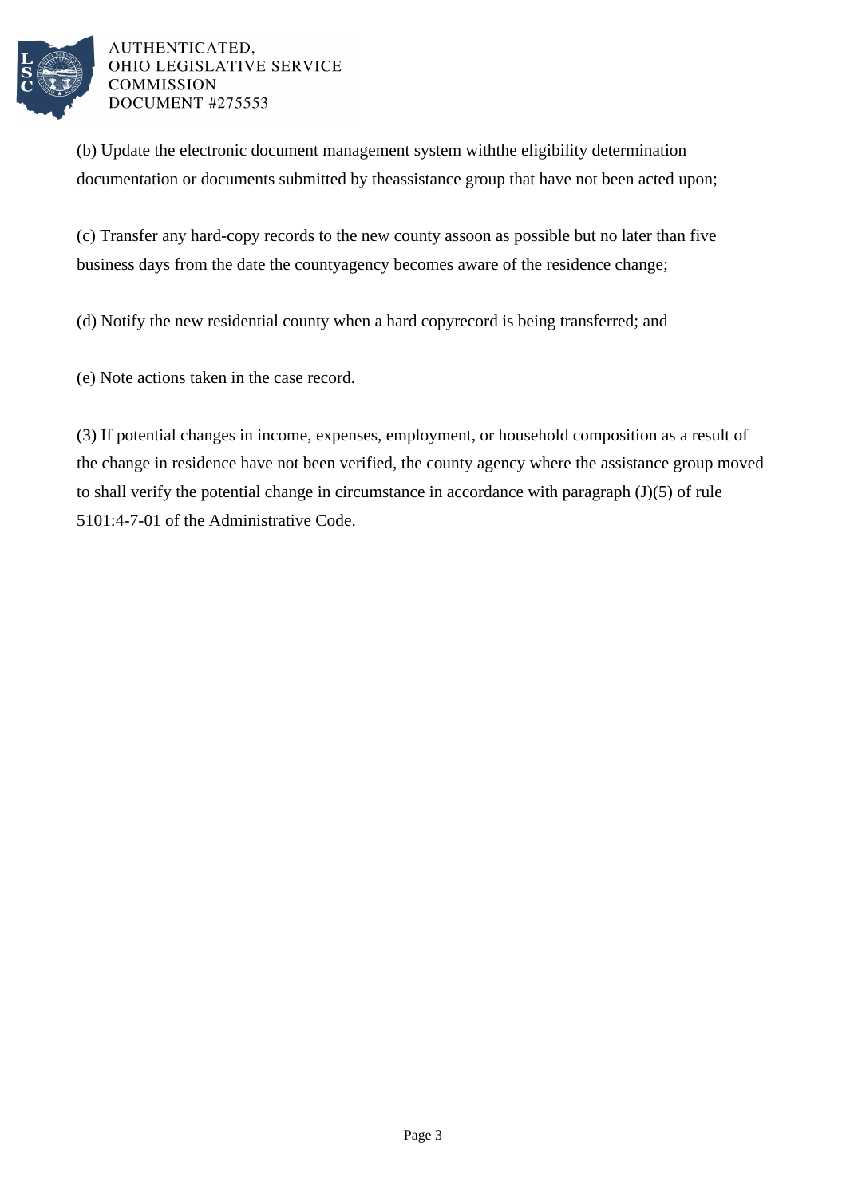(b) Update the electronic document management system withthe eligibility determination documentation or documents submitted by theassistance group that have not been acted upon;

(c) Transfer any hard-copy records to the new county assoon as possible but no later than five business days from the date the countyagency becomes aware of the residence change;

(d) Notify the new residential county when a hard copyrecord is being transferred; and

(e) Note actions taken in the case record.

(3) If potential changes in income, expenses, employment, or household composition as a result of the change in residence have not been verified, the county agency where the assistance group moved to shall verify the potential change in circumstance in accordance with paragraph (J)(5) of rule 5101:4-7-01 of the Administrative Code.